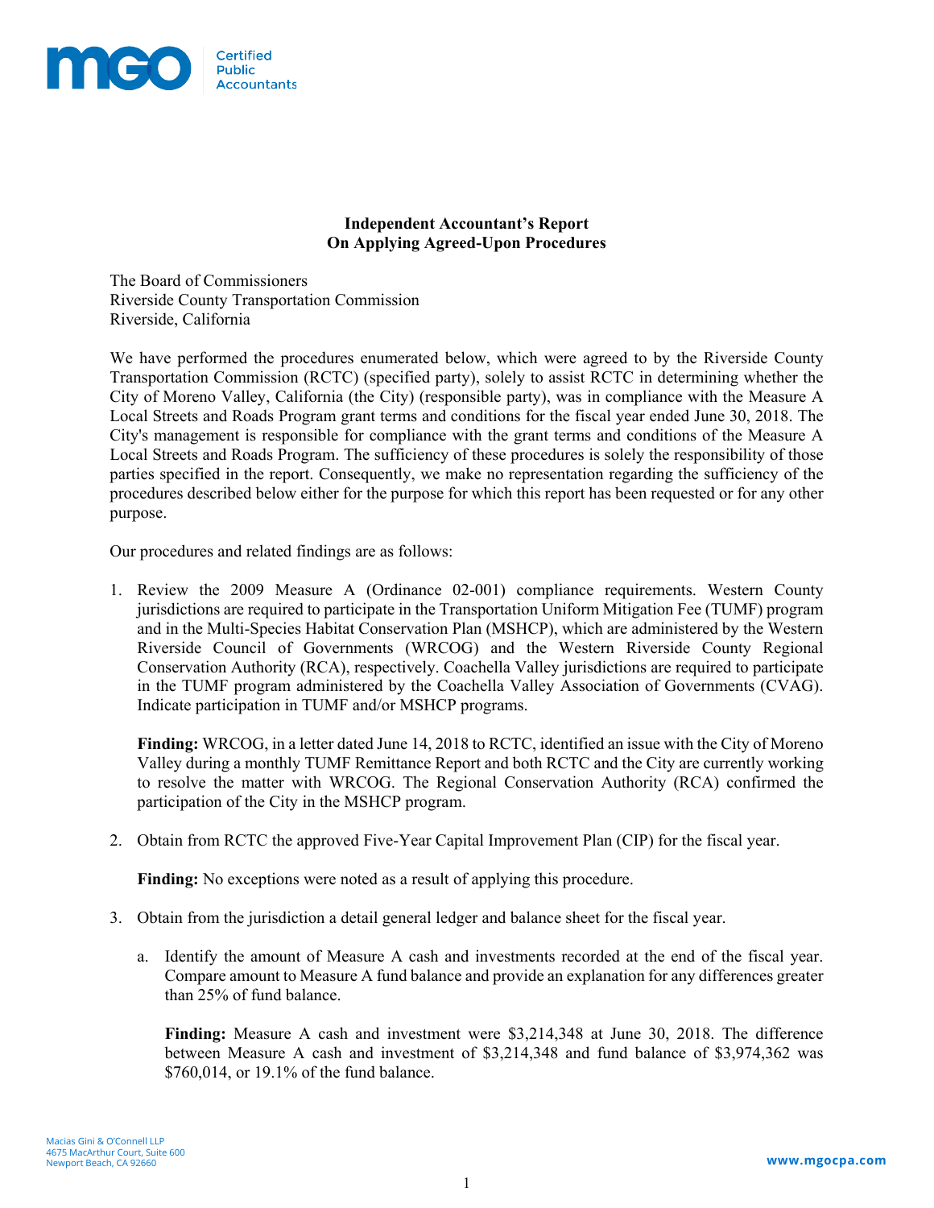# Independent Accountant's Report On Applying Agreed-Upon Procedures

The Board of Commissioners
Riverside County Transportation Commission
Riverside, California

We have performed the procedures enumerated below, which were agreed to by the Riverside County Transportation Commission (RCTC) (specified party), solely to assist RCTC in determining whether the City of Moreno Valley, California (the City) (responsible party), was in compliance with the Measure A Local Streets and Roads Program grant terms and conditions for the fiscal year ended June 30, 2018. The City's management is responsible for compliance with the grant terms and conditions of the Measure A Local Streets and Roads Program. The sufficiency of these procedures is solely the responsibility of those parties specified in the report. Consequently, we make no representation regarding the sufficiency of the procedures described below either for the purpose for which this report has been requested or for any other purpose.

Our procedures and related findings are as follows:

1. Review the 2009 Measure A (Ordinance 02-001) compliance requirements. Western County jurisdictions are required to participate in the Transportation Uniform Mitigation Fee (TUMF) program and in the Multi-Species Habitat Conservation Plan (MSHCP), which are administered by the Western Riverside Council of Governments (WRCOG) and the Western Riverside County Regional Conservation Authority (RCA), respectively. Coachella Valley jurisdictions are required to participate in the TUMF program administered by the Coachella Valley Association of Governments (CVAG). Indicate participation in TUMF and/or MSHCP programs.

   **Finding:** WRCOG, in a letter dated June 14, 2018 to RCTC, identified an issue with the City of Moreno Valley during a monthly TUMF Remittance Report and both RCTC and the City are currently working to resolve the matter with WRCOG. The Regional Conservation Authority (RCA) confirmed the participation of the City in the MSHCP program.

2. Obtain from RCTC the approved Five-Year Capital Improvement Plan (CIP) for the fiscal year.

   **Finding:** No exceptions were noted as a result of applying this procedure.

3. Obtain from the jurisdiction a detail general ledger and balance sheet for the fiscal year.

   a. Identify the amount of Measure A cash and investments recorded at the end of the fiscal year. Compare amount to Measure A fund balance and provide an explanation for any differences greater than 25% of fund balance.

      **Finding:** Measure A cash and investment were $3,214,348 at June 30, 2018. The difference between Measure A cash and investment of $3,214,348 and fund balance of $3,974,362 was $760,014, or 19.1% of the fund balance.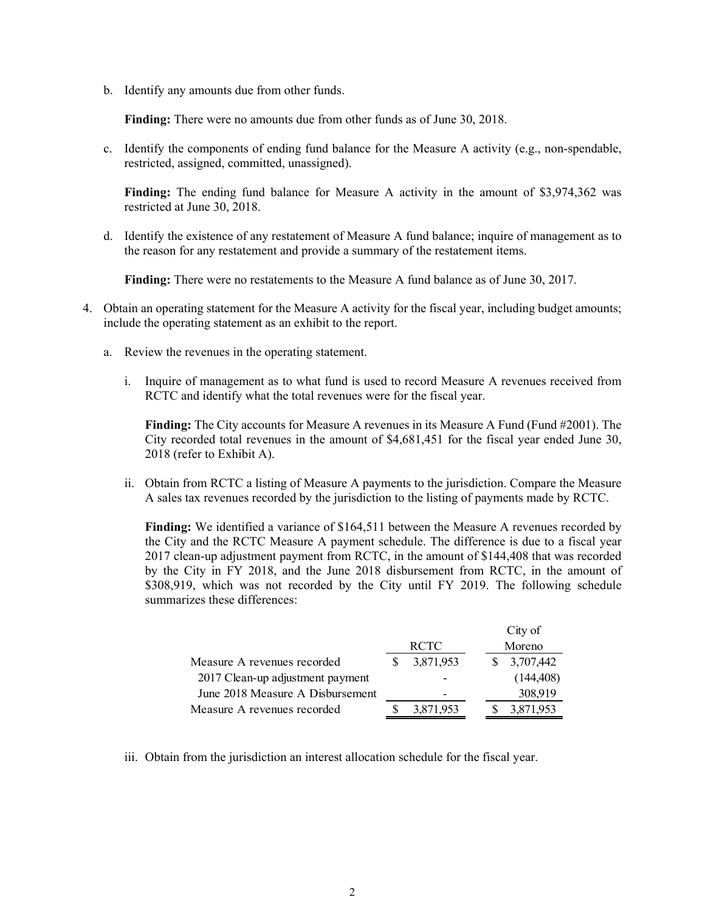b. Identify any amounts due from other funds.

   **Finding:** There were no amounts due from other funds as of June 30, 2018.

c. Identify the components of ending fund balance for the Measure A activity (e.g., non-spendable, restricted, assigned, committed, unassigned).

   **Finding:** The ending fund balance for Measure A activity in the amount of $3,974,362 was restricted at June 30, 2018.

d. Identify the existence of any restatement of Measure A fund balance; inquire of management as to the reason for any restatement and provide a summary of the restatement items.

   **Finding:** There were no restatements to the Measure A fund balance as of June 30, 2017.

4. Obtain an operating statement for the Measure A activity for the fiscal year, including budget amounts; include the operating statement as an exhibit to the report.

   a. Review the revenues in the operating statement.

      i. Inquire of management as to what fund is used to record Measure A revenues received from RCTC and identify what the total revenues were for the fiscal year.

         **Finding:** The City accounts for Measure A revenues in its Measure A Fund (Fund #2001). The City recorded total revenues in the amount of $4,681,451 for the fiscal year ended June 30, 2018 (refer to Exhibit A).

      ii. Obtain from RCTC a listing of Measure A payments to the jurisdiction. Compare the Measure A sales tax revenues recorded by the jurisdiction to the listing of payments made by RCTC.

         **Finding:** We identified a variance of $164,511 between the Measure A revenues recorded by the City and the RCTC Measure A payment schedule. The difference is due to a fiscal year 2017 clean-up adjustment payment from RCTC, in the amount of $144,408 that was recorded by the City in FY 2018, and the June 2018 disbursement from RCTC, in the amount of $308,919, which was not recorded by the City until FY 2019. The following schedule summarizes these differences:

| | RCTC | City of Moreno |
|---|---|---|
| Measure A revenues recorded | $ 3,871,953 | $ 3,707,442 |
| 2017 Clean-up adjustment payment | - | (144,408) |
| June 2018 Measure A Disbursement | - | 308,919 |
| Measure A revenues recorded | $ 3,871,953 | $ 3,871,953 |

      iii. Obtain from the jurisdiction an interest allocation schedule for the fiscal year.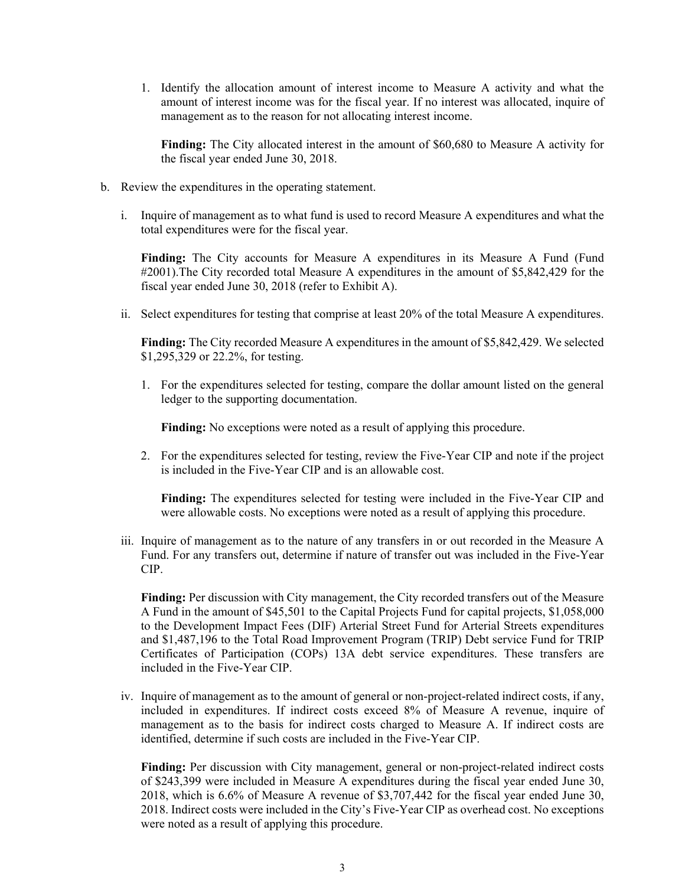1. Identify the allocation amount of interest income to Measure A activity and what the amount of interest income was for the fiscal year. If no interest was allocated, inquire of management as to the reason for not allocating interest income.

   **Finding:** The City allocated interest in the amount of $60,680 to Measure A activity for the fiscal year ended June 30, 2018.

b. Review the expenditures in the operating statement.

   i. Inquire of management as to what fund is used to record Measure A expenditures and what the total expenditures were for the fiscal year.

      **Finding:** The City accounts for Measure A expenditures in its Measure A Fund (Fund #2001).The City recorded total Measure A expenditures in the amount of $5,842,429 for the fiscal year ended June 30, 2018 (refer to Exhibit A).

   ii. Select expenditures for testing that comprise at least 20% of the total Measure A expenditures.

      **Finding:** The City recorded Measure A expenditures in the amount of $5,842,429. We selected $1,295,329 or 22.2%, for testing.

      1. For the expenditures selected for testing, compare the dollar amount listed on the general ledger to the supporting documentation.

         **Finding:** No exceptions were noted as a result of applying this procedure.

      2. For the expenditures selected for testing, review the Five-Year CIP and note if the project is included in the Five-Year CIP and is an allowable cost.

         **Finding:** The expenditures selected for testing were included in the Five-Year CIP and were allowable costs. No exceptions were noted as a result of applying this procedure.

   iii. Inquire of management as to the nature of any transfers in or out recorded in the Measure A Fund. For any transfers out, determine if nature of transfer out was included in the Five-Year CIP.

      **Finding:** Per discussion with City management, the City recorded transfers out of the Measure A Fund in the amount of $45,501 to the Capital Projects Fund for capital projects, $1,058,000 to the Development Impact Fees (DIF) Arterial Street Fund for Arterial Streets expenditures and $1,487,196 to the Total Road Improvement Program (TRIP) Debt service Fund for TRIP Certificates of Participation (COPs) 13A debt service expenditures. These transfers are included in the Five-Year CIP.

   iv. Inquire of management as to the amount of general or non-project-related indirect costs, if any, included in expenditures. If indirect costs exceed 8% of Measure A revenue, inquire of management as to the basis for indirect costs charged to Measure A. If indirect costs are identified, determine if such costs are included in the Five-Year CIP.

      **Finding:** Per discussion with City management, general or non-project-related indirect costs of $243,399 were included in Measure A expenditures during the fiscal year ended June 30, 2018, which is 6.6% of Measure A revenue of $3,707,442 for the fiscal year ended June 30, 2018. Indirect costs were included in the City's Five-Year CIP as overhead cost. No exceptions were noted as a result of applying this procedure.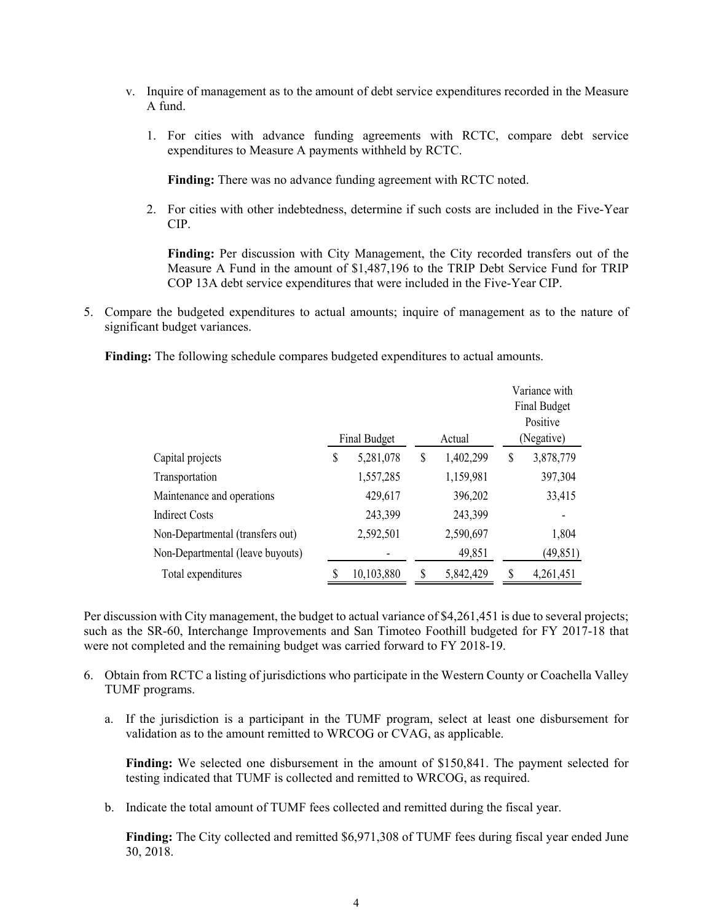v. Inquire of management as to the amount of debt service expenditures recorded in the Measure A fund.

   1. For cities with advance funding agreements with RCTC, compare debt service expenditures to Measure A payments withheld by RCTC.

      **Finding:** There was no advance funding agreement with RCTC noted.

   2. For cities with other indebtedness, determine if such costs are included in the Five-Year CIP.

      **Finding:** Per discussion with City Management, the City recorded transfers out of the Measure A Fund in the amount of $1,487,196 to the TRIP Debt Service Fund for TRIP COP 13A debt service expenditures that were included in the Five-Year CIP.

5. Compare the budgeted expenditures to actual amounts; inquire of management as to the nature of significant budget variances.

   **Finding:** The following schedule compares budgeted expenditures to actual amounts.

| | Final Budget | Actual | Variance with Final Budget Positive (Negative) |
|---|---|---|---|
| Capital projects | $ 5,281,078 | $ 1,402,299 | $ 3,878,779 |
| Transportation | 1,557,285 | 1,159,981 | 397,304 |
| Maintenance and operations | 429,617 | 396,202 | 33,415 |
| Indirect Costs | 243,399 | 243,399 | - |
| Non-Departmental (transfers out) | 2,592,501 | 2,590,697 | 1,804 |
| Non-Departmental (leave buyouts) | - | 49,851 | (49,851) |
| Total expenditures | $ 10,103,880 | $ 5,842,429 | $ 4,261,451 |

Per discussion with City management, the budget to actual variance of $4,261,451 is due to several projects; such as the SR-60, Interchange Improvements and San Timoteo Foothill budgeted for FY 2017-18 that were not completed and the remaining budget was carried forward to FY 2018-19.

6. Obtain from RCTC a listing of jurisdictions who participate in the Western County or Coachella Valley TUMF programs.

   a. If the jurisdiction is a participant in the TUMF program, select at least one disbursement for validation as to the amount remitted to WRCOG or CVAG, as applicable.

      **Finding:** We selected one disbursement in the amount of $150,841. The payment selected for testing indicated that TUMF is collected and remitted to WRCOG, as required.

   b. Indicate the total amount of TUMF fees collected and remitted during the fiscal year.

      **Finding:** The City collected and remitted $6,971,308 of TUMF fees during fiscal year ended June 30, 2018.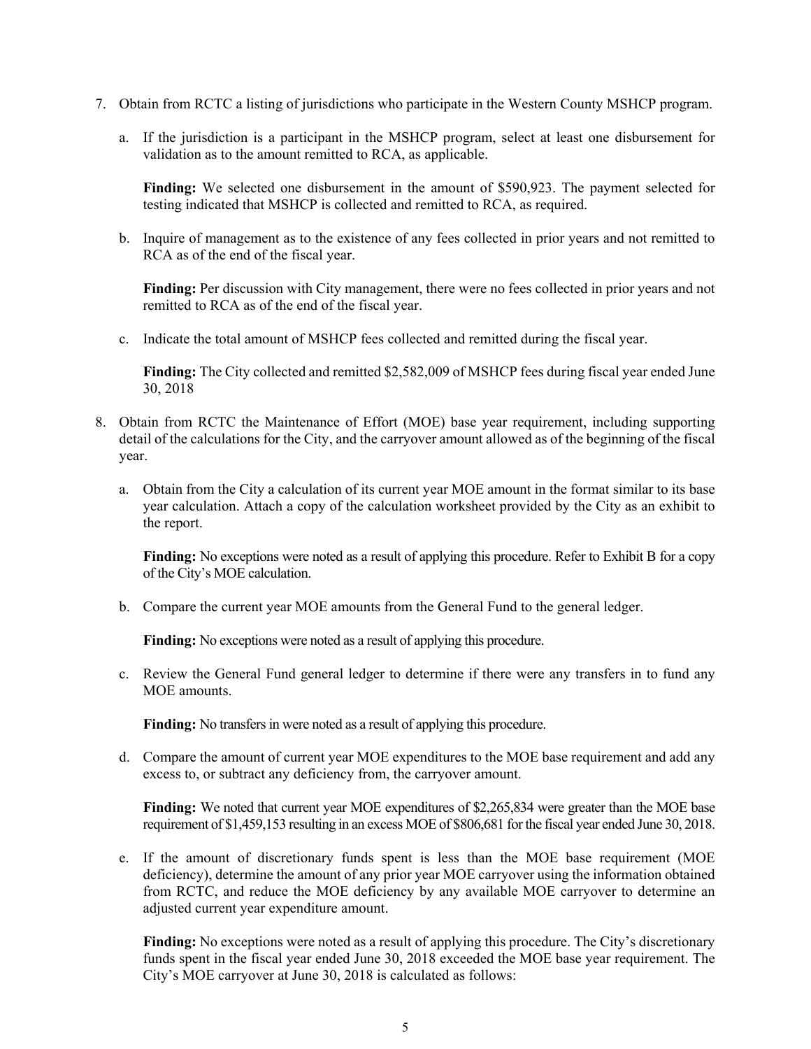7. Obtain from RCTC a listing of jurisdictions who participate in the Western County MSHCP program.

   a. If the jurisdiction is a participant in the MSHCP program, select at least one disbursement for validation as to the amount remitted to RCA, as applicable.

      **Finding:** We selected one disbursement in the amount of $590,923. The payment selected for testing indicated that MSHCP is collected and remitted to RCA, as required.

   b. Inquire of management as to the existence of any fees collected in prior years and not remitted to RCA as of the end of the fiscal year.

      **Finding:** Per discussion with City management, there were no fees collected in prior years and not remitted to RCA as of the end of the fiscal year.

   c. Indicate the total amount of MSHCP fees collected and remitted during the fiscal year.

      **Finding:** The City collected and remitted $2,582,009 of MSHCP fees during fiscal year ended June 30, 2018

8. Obtain from RCTC the Maintenance of Effort (MOE) base year requirement, including supporting detail of the calculations for the City, and the carryover amount allowed as of the beginning of the fiscal year.

   a. Obtain from the City a calculation of its current year MOE amount in the format similar to its base year calculation. Attach a copy of the calculation worksheet provided by the City as an exhibit to the report.

      **Finding:** No exceptions were noted as a result of applying this procedure. Refer to Exhibit B for a copy of the City's MOE calculation.

   b. Compare the current year MOE amounts from the General Fund to the general ledger.

      **Finding:** No exceptions were noted as a result of applying this procedure.

   c. Review the General Fund general ledger to determine if there were any transfers in to fund any MOE amounts.

      **Finding:** No transfers in were noted as a result of applying this procedure.

   d. Compare the amount of current year MOE expenditures to the MOE base requirement and add any excess to, or subtract any deficiency from, the carryover amount.

      **Finding:** We noted that current year MOE expenditures of $2,265,834 were greater than the MOE base requirement of $1,459,153 resulting in an excess MOE of $806,681 for the fiscal year ended June 30, 2018.

   e. If the amount of discretionary funds spent is less than the MOE base requirement (MOE deficiency), determine the amount of any prior year MOE carryover using the information obtained from RCTC, and reduce the MOE deficiency by any available MOE carryover to determine an adjusted current year expenditure amount.

      **Finding:** No exceptions were noted as a result of applying this procedure. The City's discretionary funds spent in the fiscal year ended June 30, 2018 exceeded the MOE base year requirement. The City's MOE carryover at June 30, 2018 is calculated as follows: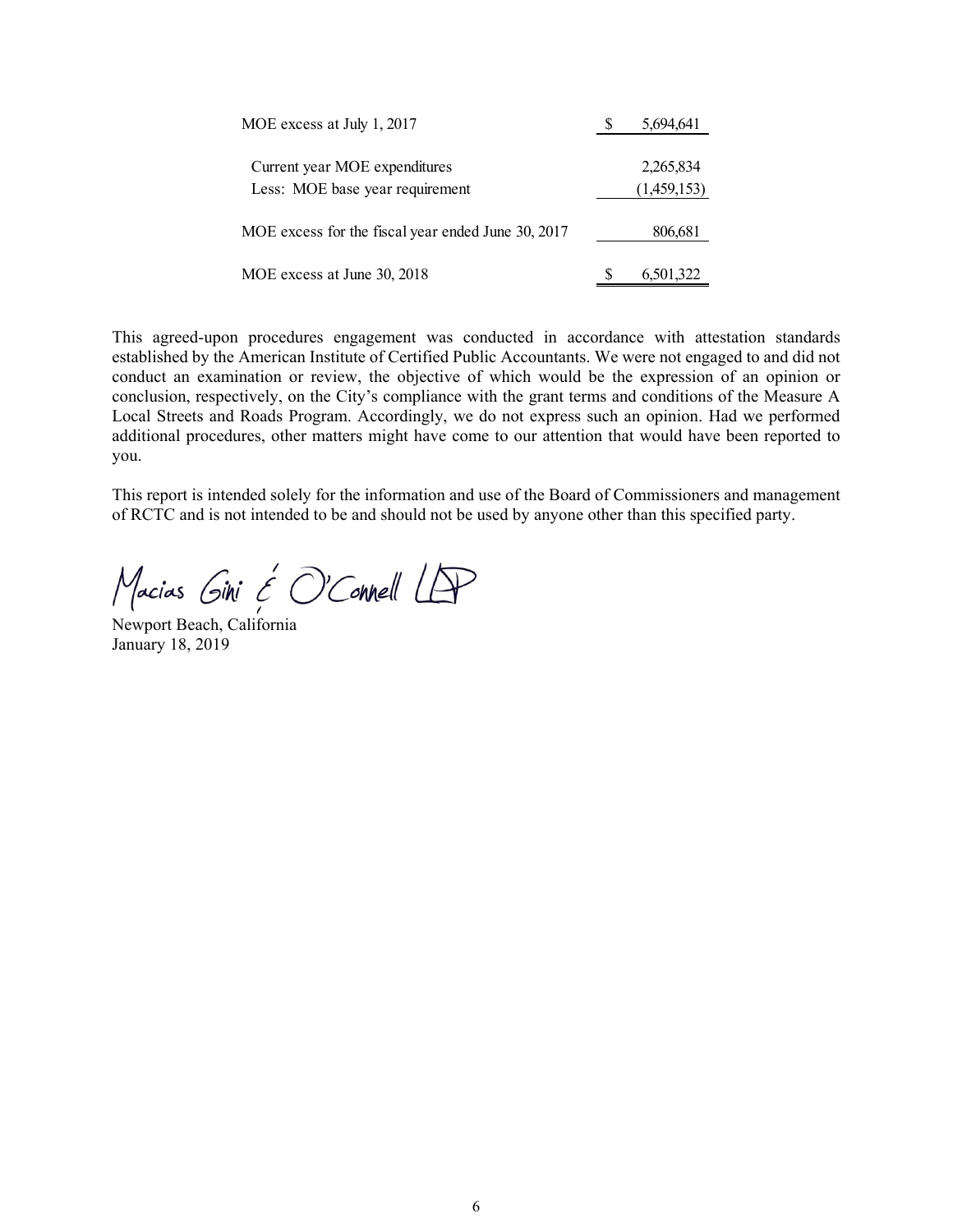| | | |
|---|---|---|
| MOE excess at July 1, 2017 | $ | 5,694,641 |
| Current year MOE expenditures | | 2,265,834 |
| Less: MOE base year requirement | | (1,459,153) |
| MOE excess for the fiscal year ended June 30, 2017 | | 806,681 |
| MOE excess at June 30, 2018 | $ | 6,501,322 |

This agreed-upon procedures engagement was conducted in accordance with attestation standards established by the American Institute of Certified Public Accountants. We were not engaged to and did not conduct an examination or review, the objective of which would be the expression of an opinion or conclusion, respectively, on the City's compliance with the grant terms and conditions of the Measure A Local Streets and Roads Program. Accordingly, we do not express such an opinion. Had we performed additional procedures, other matters might have come to our attention that would have been reported to you.

This report is intended solely for the information and use of the Board of Commissioners and management of RCTC and is not intended to be and should not be used by anyone other than this specified party.

Macias Gini & O'Connell LLP

Newport Beach, California
January 18, 2019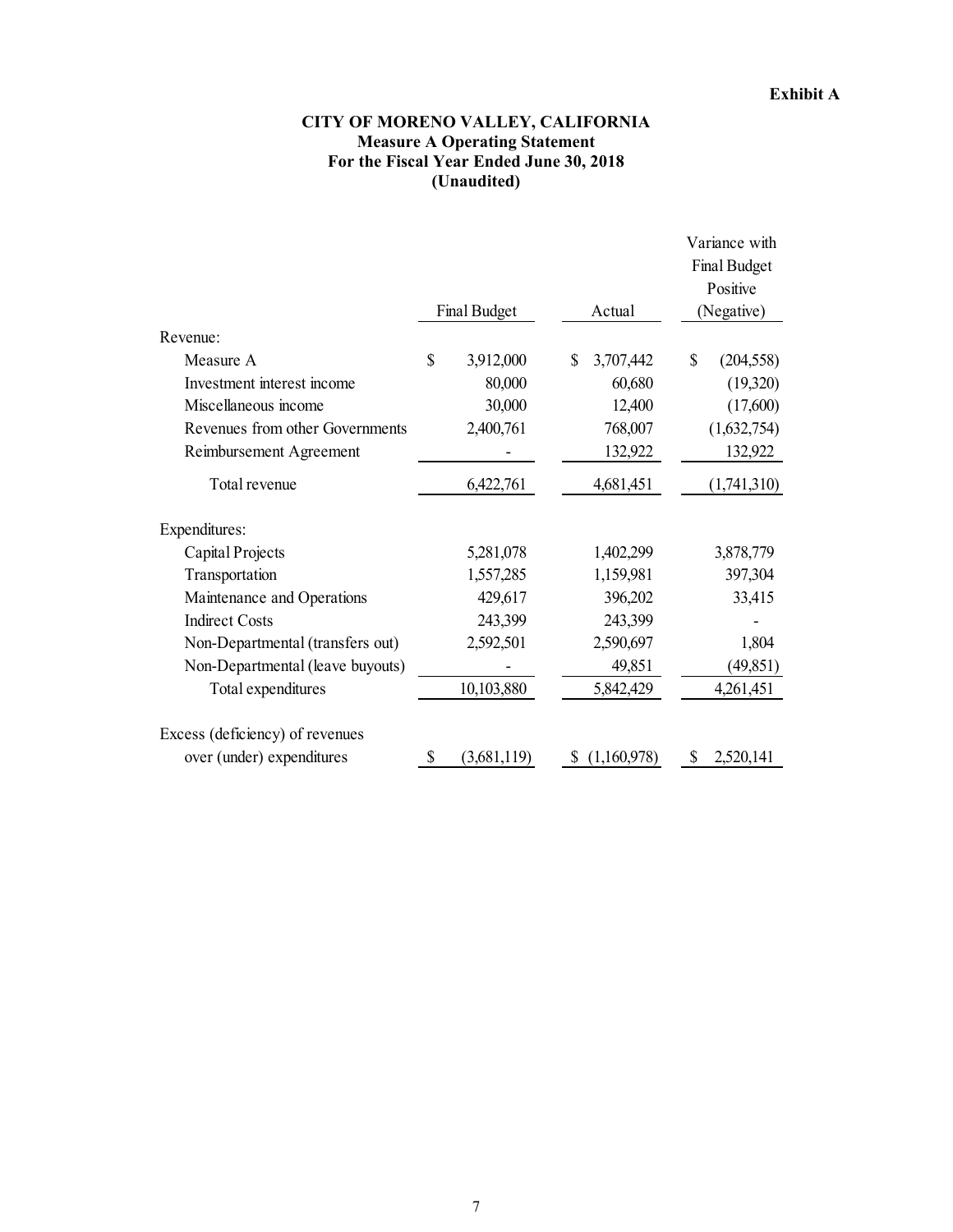**Exhibit A**

# CITY OF MORENO VALLEY, CALIFORNIA
## Measure A Operating Statement
## For the Fiscal Year Ended June 30, 2018
## (Unaudited)

| | Final Budget | Actual | Variance with Final Budget Positive (Negative) |
|---|---|---|---|
| Revenue: | | | |
| Measure A | $ 3,912,000 | $ 3,707,442 | $ (204,558) |
| Investment interest income | 80,000 | 60,680 | (19,320) |
| Miscellaneous income | 30,000 | 12,400 | (17,600) |
| Revenues from other Governments | 2,400,761 | 768,007 | (1,632,754) |
| Reimbursement Agreement | - | 132,922 | 132,922 |
| Total revenue | 6,422,761 | 4,681,451 | (1,741,310) |
| Expenditures: | | | |
| Capital Projects | 5,281,078 | 1,402,299 | 3,878,779 |
| Transportation | 1,557,285 | 1,159,981 | 397,304 |
| Maintenance and Operations | 429,617 | 396,202 | 33,415 |
| Indirect Costs | 243,399 | 243,399 | - |
| Non-Departmental (transfers out) | 2,592,501 | 2,590,697 | 1,804 |
| Non-Departmental (leave buyouts) | - | 49,851 | (49,851) |
| Total expenditures | 10,103,880 | 5,842,429 | 4,261,451 |
| Excess (deficiency) of revenues over (under) expenditures | $ (3,681,119) | $ (1,160,978) | $ 2,520,141 |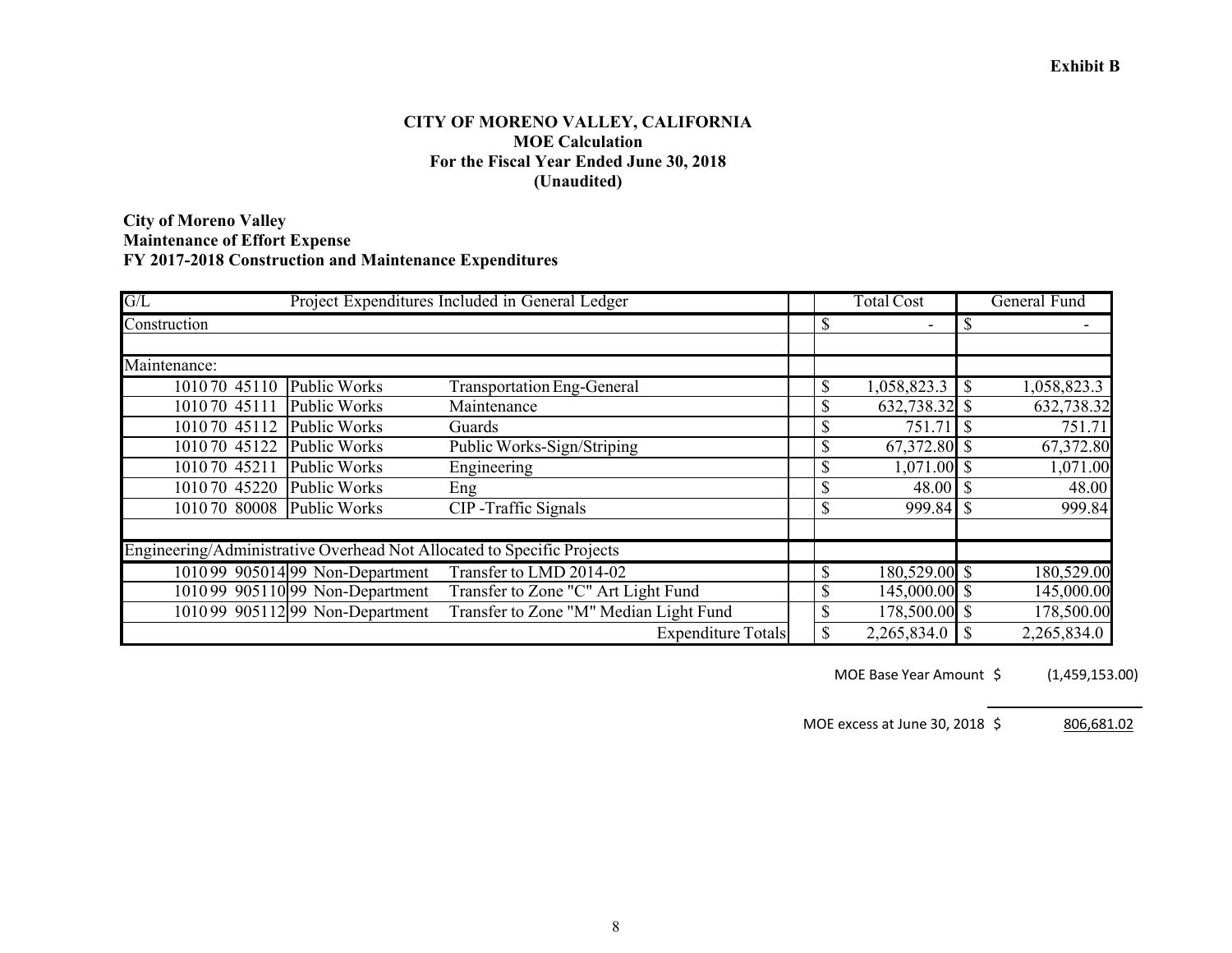**Exhibit B**

**CITY OF MORENO VALLEY, CALIFORNIA**
**MOE Calculation**
**For the Fiscal Year Ended June 30, 2018**
**(Unaudited)**

**City of Moreno Valley**
**Maintenance of Effort Expense**
**FY 2017-2018 Construction and Maintenance Expenditures**

| G/L | | Project Expenditures Included in General Ledger | Total Cost | General Fund |
|---|---|---|---|---|
| Construction | | | $ - | $ - |
| | | | | |
| Maintenance: | | | | |
| 1010 70 45110 | Public Works | Transportation Eng-General | $ 1,058,823.3 | $ 1,058,823.3 |
| 1010 70 45111 | Public Works | Maintenance | $ 632,738.32 | $ 632,738.32 |
| 1010 70 45112 | Public Works | Guards | $ 751.71 | $ 751.71 |
| 1010 70 45122 | Public Works | Public Works-Sign/Striping | $ 67,372.80 | $ 67,372.80 |
| 1010 70 45211 | Public Works | Engineering | $ 1,071.00 | $ 1,071.00 |
| 1010 70 45220 | Public Works | Eng | $ 48.00 | $ 48.00 |
| 1010 70 80008 | Public Works | CIP -Traffic Signals | $ 999.84 | $ 999.84 |
| | | | | |
| Engineering/Administrative Overhead Not Allocated to Specific Projects | | | | |
| 1010 99 905014 | 99 Non-Department | Transfer to LMD 2014-02 | $ 180,529.00 | $ 180,529.00 |
| 1010 99 905110 | 99 Non-Department | Transfer to Zone "C" Art Light Fund | $ 145,000.00 | $ 145,000.00 |
| 1010 99 905112 | 99 Non-Department | Transfer to Zone "M" Median Light Fund | $ 178,500.00 | $ 178,500.00 |
| | | Expenditure Totals | $ 2,265,834.0 | $ 2,265,834.0 |

MOE Base Year Amount $ (1,459,153.00)

MOE excess at June 30, 2018 $ 806,681.02